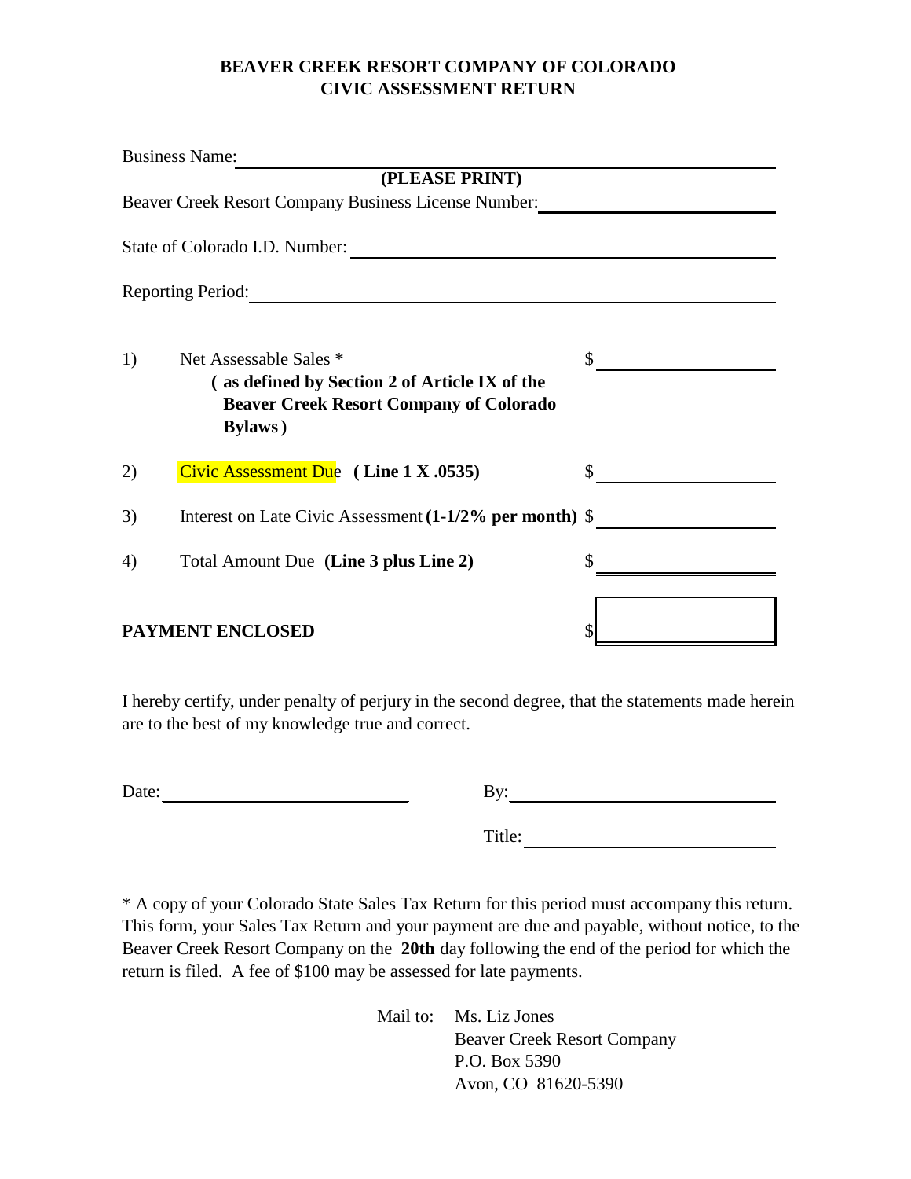# BEAVER CREEK RESORT COMPANY OF COLORADO
# CIVIC ASSESSMENT RETURN

Business Name: ______________________________

**(PLEASE PRINT)**

Beaver Creek Resort Company Business License Number: ______________________________

State of Colorado I.D. Number: ______________________________

Reporting Period: ______________________________

| | | |
|---|---|---|
| 1) | Net Assessable Sales * **( as defined by Section 2 of Article IX of the Beaver Creek Resort Company of Colorado Bylaws )** | $ ________ |
| 2) | Civic Assessment Due **( Line 1 X .0535)** | $ ________ |
| 3) | Interest on Late Civic Assessment **(1-1/2% per month)** | $ ________ |
| 4) | Total Amount Due **(Line 3 plus Line 2)** | $ ________ |

**PAYMENT ENCLOSED** $ ________

I hereby certify, under penalty of perjury in the second degree, that the statements made herein are to the best of my knowledge true and correct.

Date: ______________________________ By: ______________________________

Title: ______________________________

* A copy of your Colorado State Sales Tax Return for this period must accompany this return. This form, your Sales Tax Return and your payment are due and payable, without notice, to the Beaver Creek Resort Company on the **20th** day following the end of the period for which the return is filed. A fee of $100 may be assessed for late payments.

Mail to: Ms. Liz Jones
Beaver Creek Resort Company
P.O. Box 5390
Avon, CO 81620-5390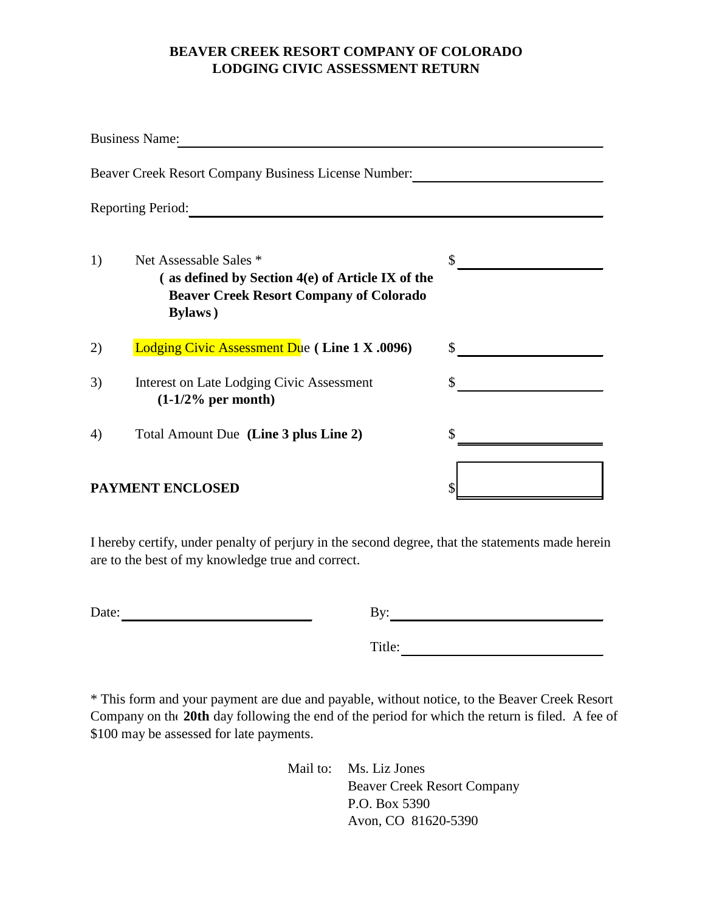**BEAVER CREEK RESORT COMPANY OF COLORADO**
**LODGING CIVIC ASSESSMENT RETURN**

Business Name: ______________________________

Beaver Creek Resort Company Business License Number: ______________________________

Reporting Period: ______________________________

| | | |
|---|---|---|
| 1) | Net Assessable Sales * **( as defined by Section 4(e) of Article IX of the Beaver Creek Resort Company of Colorado Bylaws )** | $ ____________ |
| 2) | Lodging Civic Assessment Due **( Line 1 X .0096)** | $ ____________ |
| 3) | Interest on Late Lodging Civic Assessment **(1-1/2% per month)** | $ ____________ |
| 4) | Total Amount Due **(Line 3 plus Line 2)** | $ ____________ |

**PAYMENT ENCLOSED** $ ____________

I hereby certify, under penalty of perjury in the second degree, that the statements made herein are to the best of my knowledge true and correct.

Date: ______________________ By: ______________________

Title: ______________________

* This form and your payment are due and payable, without notice, to the Beaver Creek Resort Company on the **20th** day following the end of the period for which the return is filed. A fee of $100 may be assessed for late payments.

Mail to: Ms. Liz Jones
Beaver Creek Resort Company
P.O. Box 5390
Avon, CO 81620-5390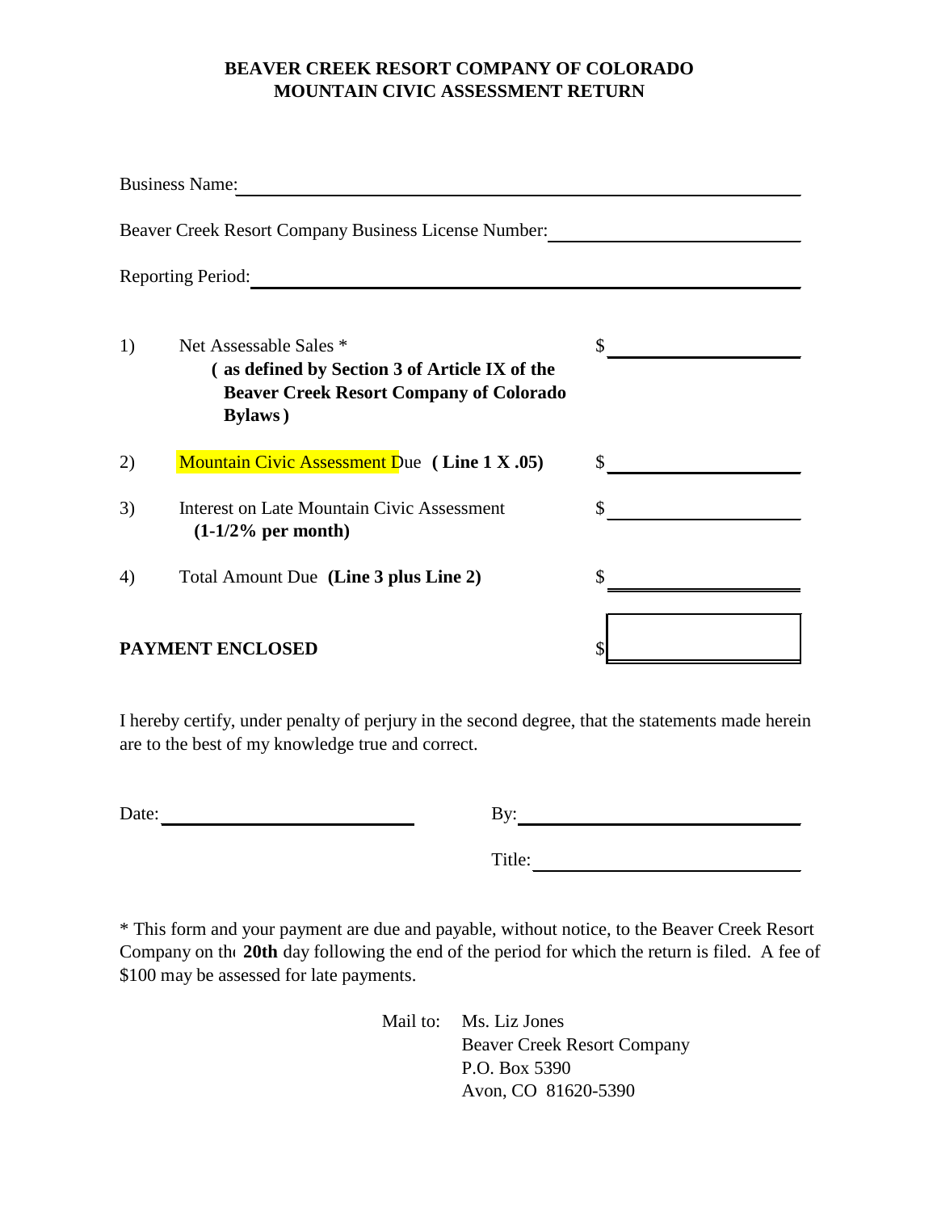**BEAVER CREEK RESORT COMPANY OF COLORADO**
**MOUNTAIN CIVIC ASSESSMENT RETURN**

Business Name: ______________________________________________

Beaver Creek Resort Company Business License Number: ____________________

Reporting Period: ____________________________________________

| | | |
|---|---|---|
| 1) | Net Assessable Sales * **( as defined by Section 3 of Article IX of the Beaver Creek Resort Company of Colorado Bylaws )** | $ ______________ |
| 2) | Mountain Civic Assessment Due **( Line 1 X .05)** | $ ______________ |
| 3) | Interest on Late Mountain Civic Assessment **(1-1/2% per month)** | $ ______________ |
| 4) | Total Amount Due **(Line 3 plus Line 2)** | $ ______________ |

**PAYMENT ENCLOSED** $ ______________

I hereby certify, under penalty of perjury in the second degree, that the statements made herein are to the best of my knowledge true and correct.

Date: ____________________ By: ____________________

Title: ____________________

* This form and your payment are due and payable, without notice, to the Beaver Creek Resort Company on the **20th** day following the end of the period for which the return is filed. A fee of $100 may be assessed for late payments.

Mail to: Ms. Liz Jones
Beaver Creek Resort Company
P.O. Box 5390
Avon, CO 81620-5390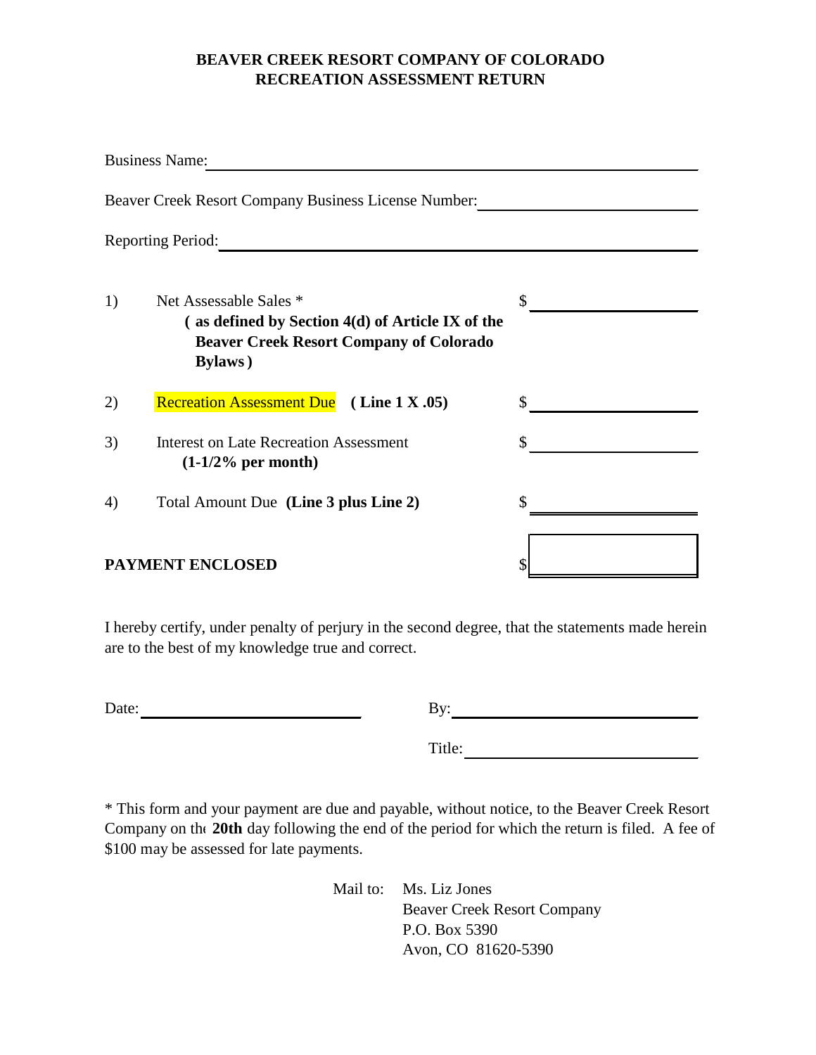**BEAVER CREEK RESORT COMPANY OF COLORADO**
**RECREATION ASSESSMENT RETURN**

Business Name: ______________________________________________

Beaver Creek Resort Company Business License Number: ____________________

Reporting Period: ______________________________________________

| | | |
|---|---|---|
| 1) | Net Assessable Sales * **( as defined by Section 4(d) of Article IX of the Beaver Creek Resort Company of Colorado Bylaws )** | $ ____________ |
| 2) | Recreation Assessment Due **( Line 1 X .05)** | $ ____________ |
| 3) | Interest on Late Recreation Assessment **(1-1/2% per month)** | $ ____________ |
| 4) | Total Amount Due **(Line 3 plus Line 2)** | $ ____________ |

**PAYMENT ENCLOSED** $ ____________

I hereby certify, under penalty of perjury in the second degree, that the statements made herein are to the best of my knowledge true and correct.

Date: ____________________ By: ____________________

Title: ____________________

* This form and your payment are due and payable, without notice, to the Beaver Creek Resort Company on the **20th** day following the end of the period for which the return is filed. A fee of $100 may be assessed for late payments.

Mail to: Ms. Liz Jones
Beaver Creek Resort Company
P.O. Box 5390
Avon, CO 81620-5390